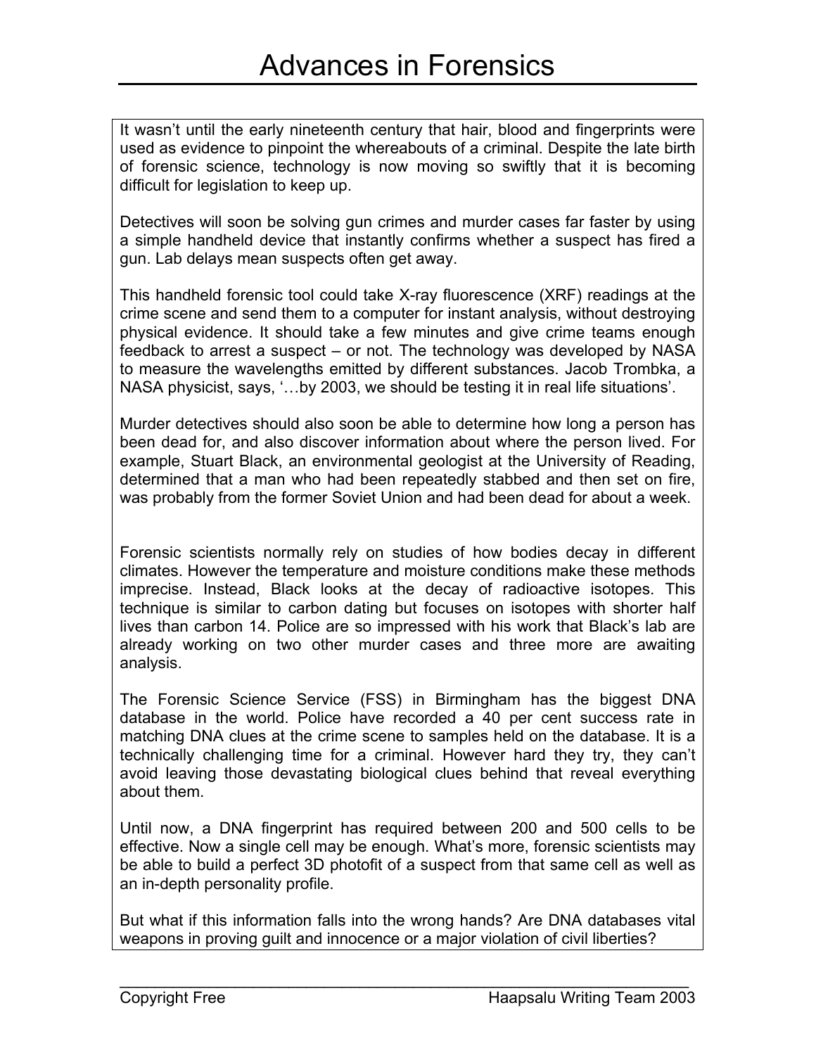# Advances in Forensics

It wasn't until the early nineteenth century that hair, blood and fingerprints were used as evidence to pinpoint the whereabouts of a criminal. Despite the late birth of forensic science, technology is now moving so swiftly that it is becoming difficult for legislation to keep up.

Detectives will soon be solving gun crimes and murder cases far faster by using a simple handheld device that instantly confirms whether a suspect has fired a gun. Lab delays mean suspects often get away.

This handheld forensic tool could take X-ray fluorescence (XRF) readings at the crime scene and send them to a computer for instant analysis, without destroying physical evidence. It should take a few minutes and give crime teams enough feedback to arrest a suspect – or not. The technology was developed by NASA to measure the wavelengths emitted by different substances. Jacob Trombka, a NASA physicist, says, '…by 2003, we should be testing it in real life situations'.

Murder detectives should also soon be able to determine how long a person has been dead for, and also discover information about where the person lived. For example, Stuart Black, an environmental geologist at the University of Reading, determined that a man who had been repeatedly stabbed and then set on fire, was probably from the former Soviet Union and had been dead for about a week.

Forensic scientists normally rely on studies of how bodies decay in different climates. However the temperature and moisture conditions make these methods imprecise. Instead, Black looks at the decay of radioactive isotopes. This technique is similar to carbon dating but focuses on isotopes with shorter half lives than carbon 14. Police are so impressed with his work that Black's lab are already working on two other murder cases and three more are awaiting analysis.

The Forensic Science Service (FSS) in Birmingham has the biggest DNA database in the world. Police have recorded a 40 per cent success rate in matching DNA clues at the crime scene to samples held on the database. It is a technically challenging time for a criminal. However hard they try, they can't avoid leaving those devastating biological clues behind that reveal everything about them.

Until now, a DNA fingerprint has required between 200 and 500 cells to be effective. Now a single cell may be enough. What's more, forensic scientists may be able to build a perfect 3D photofit of a suspect from that same cell as well as an in-depth personality profile.

But what if this information falls into the wrong hands? Are DNA databases vital weapons in proving guilt and innocence or a major violation of civil liberties?

Copyright Free Haapsalu Writing Team 2003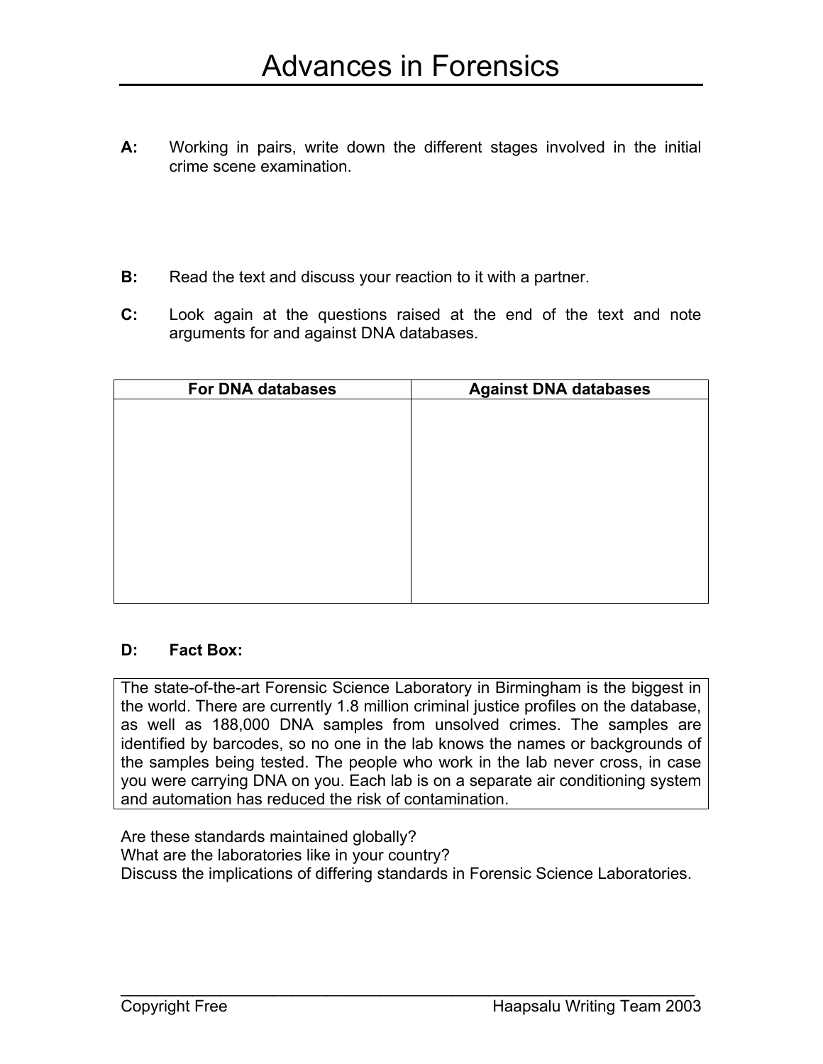# Advances in Forensics

**A:** Working in pairs, write down the different stages involved in the initial crime scene examination.

**B:** Read the text and discuss your reaction to it with a partner.

**C:** Look again at the questions raised at the end of the text and note arguments for and against DNA databases.

| For DNA databases | Against DNA databases |
| --- | --- |
| | |

**D: Fact Box:**

The state-of-the-art Forensic Science Laboratory in Birmingham is the biggest in the world. There are currently 1.8 million criminal justice profiles on the database, as well as 188,000 DNA samples from unsolved crimes. The samples are identified by barcodes, so no one in the lab knows the names or backgrounds of the samples being tested. The people who work in the lab never cross, in case you were carrying DNA on you. Each lab is on a separate air conditioning system and automation has reduced the risk of contamination.

Are these standards maintained globally?
What are the laboratories like in your country?
Discuss the implications of differing standards in Forensic Science Laboratories.

Copyright Free — Haapsalu Writing Team 2003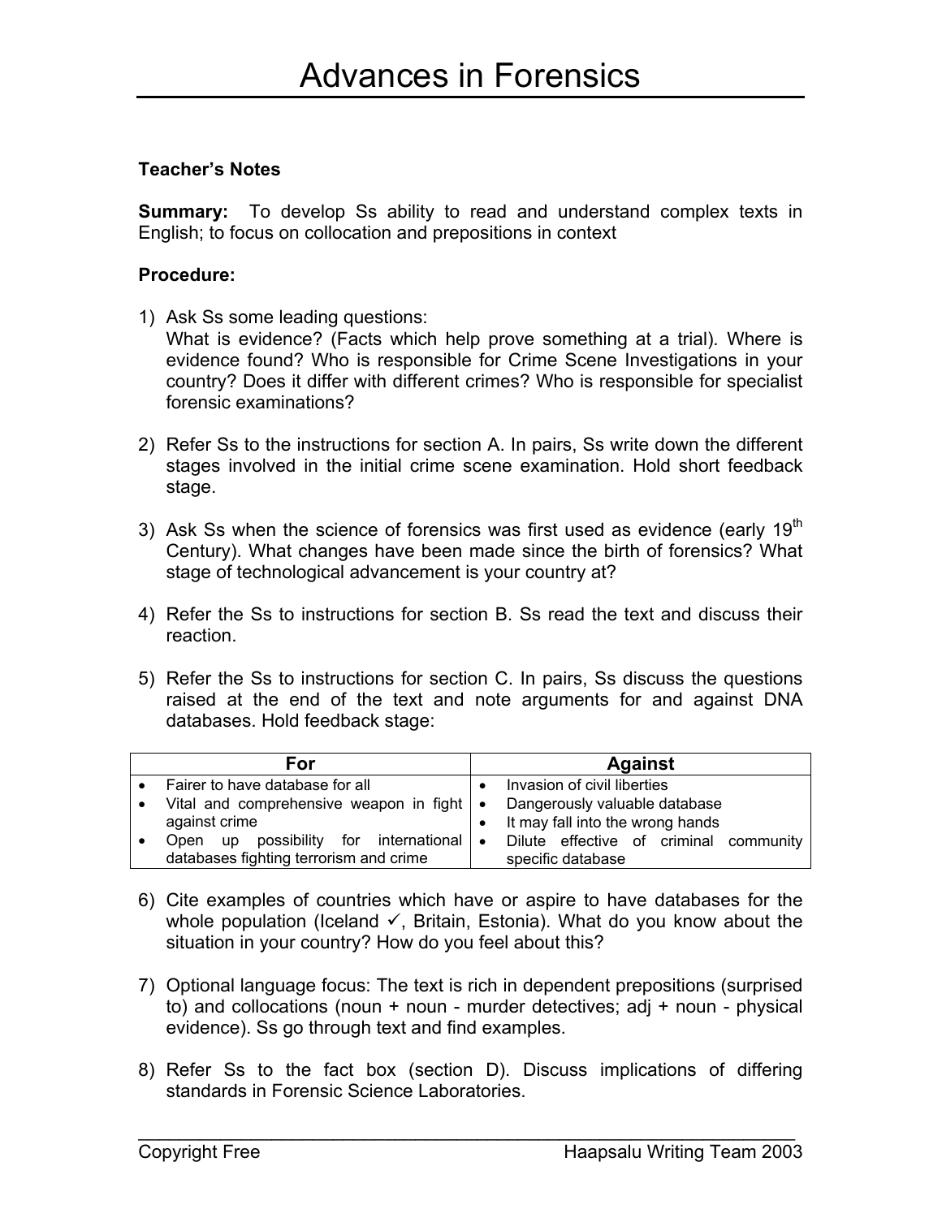# Advances in Forensics

**Teacher's Notes**

**Summary:** To develop Ss ability to read and understand complex texts in English; to focus on collocation and prepositions in context

**Procedure:**

1) Ask Ss some leading questions:
   What is evidence? (Facts which help prove something at a trial). Where is evidence found? Who is responsible for Crime Scene Investigations in your country? Does it differ with different crimes? Who is responsible for specialist forensic examinations?

2) Refer Ss to the instructions for section A. In pairs, Ss write down the different stages involved in the initial crime scene examination. Hold short feedback stage.

3) Ask Ss when the science of forensics was first used as evidence (early 19th Century). What changes have been made since the birth of forensics? What stage of technological advancement is your country at?

4) Refer the Ss to instructions for section B. Ss read the text and discuss their reaction.

5) Refer the Ss to instructions for section C. In pairs, Ss discuss the questions raised at the end of the text and note arguments for and against DNA databases. Hold feedback stage:

| For | Against |
|---|---|
| • Fairer to have database for all<br>• Vital and comprehensive weapon in fight against crime<br>• Open up possibility for international databases fighting terrorism and crime | • Invasion of civil liberties<br>• Dangerously valuable database<br>• It may fall into the wrong hands<br>• Dilute effective of criminal community specific database |

6) Cite examples of countries which have or aspire to have databases for the whole population (Iceland ✓, Britain, Estonia). What do you know about the situation in your country? How do you feel about this?

7) Optional language focus: The text is rich in dependent prepositions (surprised to) and collocations (noun + noun - murder detectives; adj + noun - physical evidence). Ss go through text and find examples.

8) Refer Ss to the fact box (section D). Discuss implications of differing standards in Forensic Science Laboratories.

Copyright Free — Haapsalu Writing Team 2003